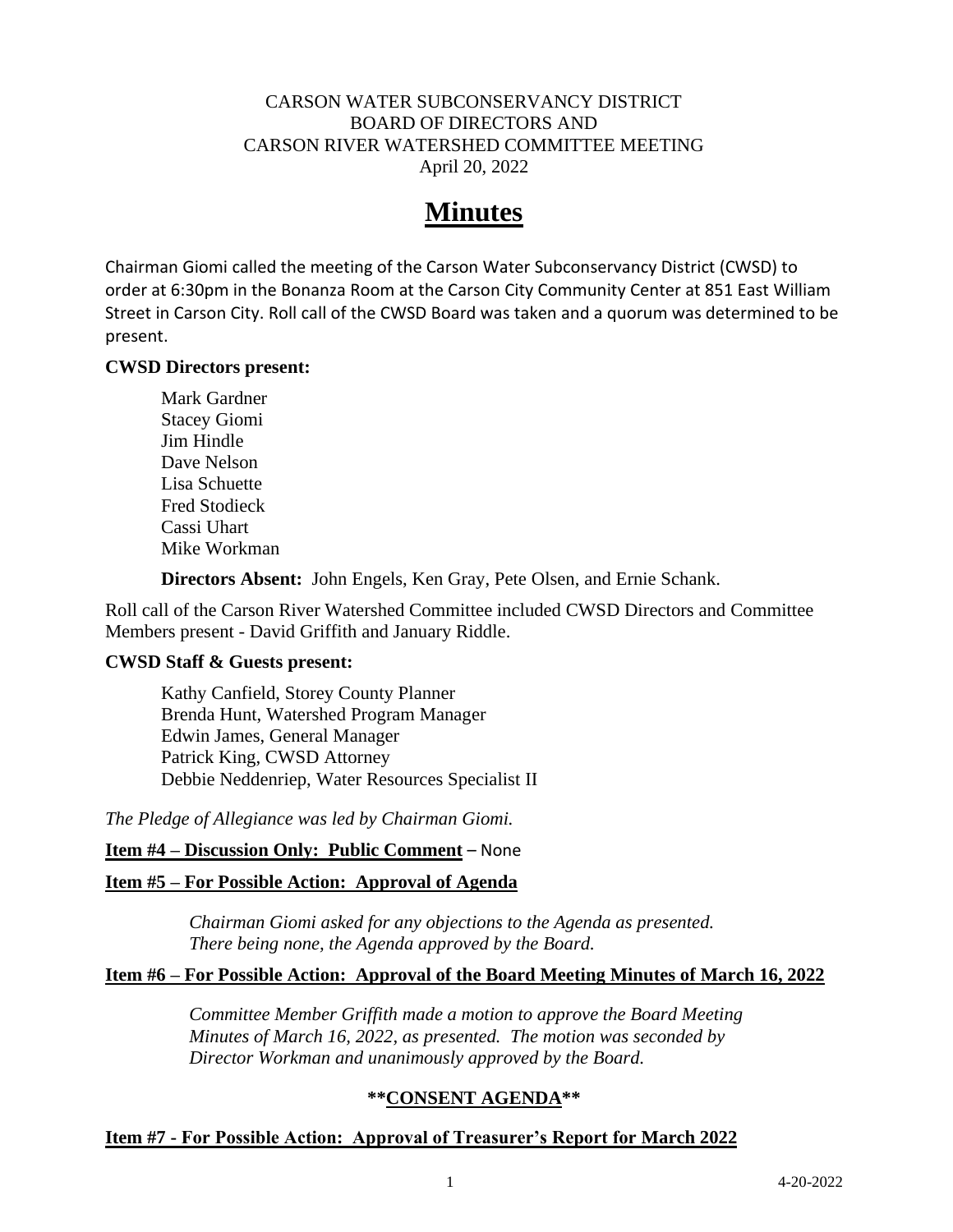CARSON WATER SUBCONSERVANCY DISTRICT
BOARD OF DIRECTORS AND
CARSON RIVER WATERSHED COMMITTEE MEETING
April 20, 2022

# Minutes

Chairman Giomi called the meeting of the Carson Water Subconservancy District (CWSD) to order at 6:30pm in the Bonanza Room at the Carson City Community Center at 851 East William Street in Carson City. Roll call of the CWSD Board was taken and a quorum was determined to be present.

**CWSD Directors present:**

Mark Gardner
Stacey Giomi
Jim Hindle
Dave Nelson
Lisa Schuette
Fred Stodieck
Cassi Uhart
Mike Workman

**Directors Absent:** John Engels, Ken Gray, Pete Olsen, and Ernie Schank.

Roll call of the Carson River Watershed Committee included CWSD Directors and Committee Members present - David Griffith and January Riddle.

**CWSD Staff & Guests present:**

Kathy Canfield, Storey County Planner
Brenda Hunt, Watershed Program Manager
Edwin James, General Manager
Patrick King, CWSD Attorney
Debbie Neddenriep, Water Resources Specialist II

*The Pledge of Allegiance was led by Chairman Giomi.*

**Item #4 – Discussion Only: Public Comment** – None

**Item #5 – For Possible Action: Approval of Agenda**

*Chairman Giomi asked for any objections to the Agenda as presented. There being none, the Agenda approved by the Board.*

**Item #6 – For Possible Action: Approval of the Board Meeting Minutes of March 16, 2022**

*Committee Member Griffith made a motion to approve the Board Meeting Minutes of March 16, 2022, as presented. The motion was seconded by Director Workman and unanimously approved by the Board.*

**\*\*CONSENT AGENDA\*\***

**Item #7 - For Possible Action: Approval of Treasurer's Report for March 2022**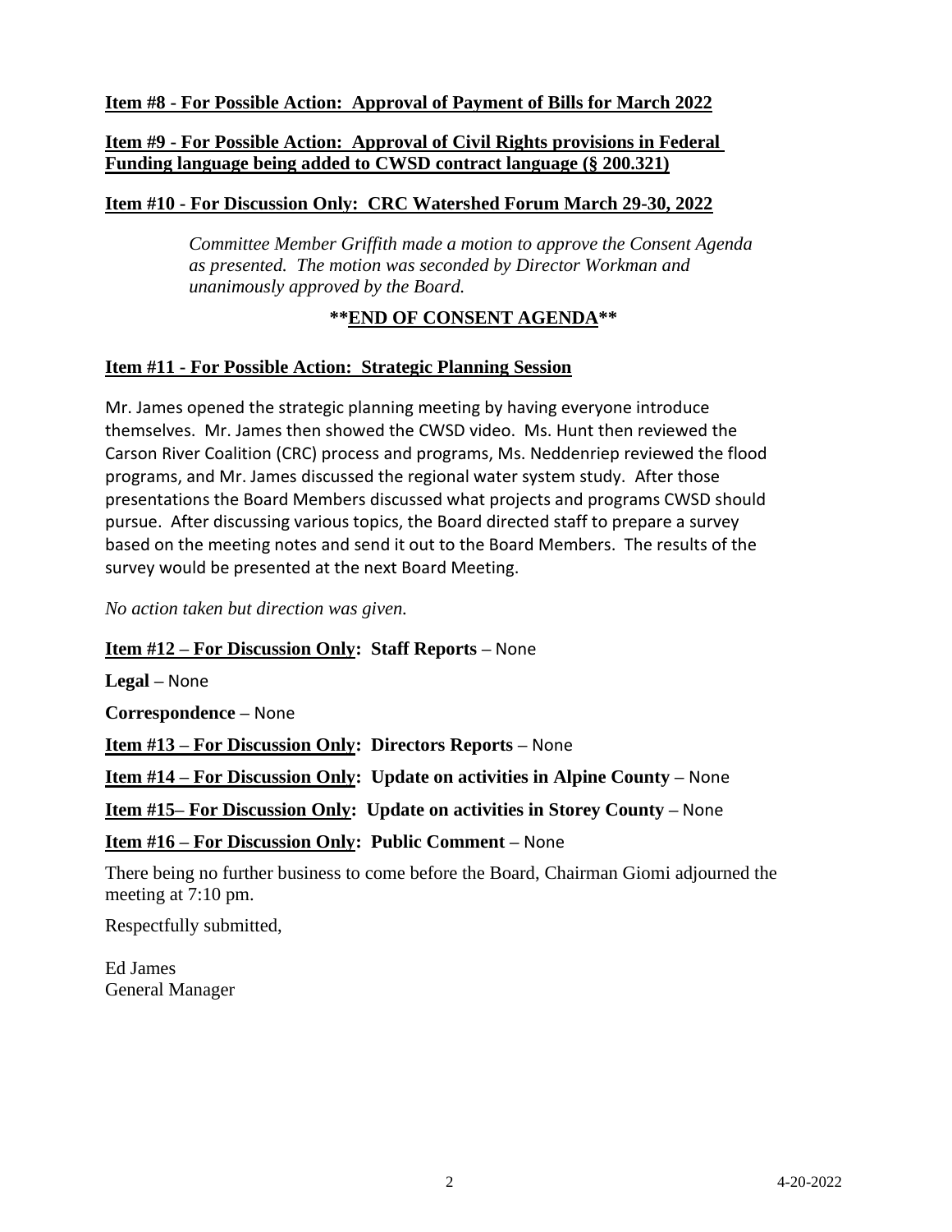**Item #8 - For Possible Action: Approval of Payment of Bills for March 2022**

**Item #9 - For Possible Action: Approval of Civil Rights provisions in Federal Funding language being added to CWSD contract language (§ 200.321)**

**Item #10 - For Discussion Only: CRC Watershed Forum March 29-30, 2022**

> *Committee Member Griffith made a motion to approve the Consent Agenda as presented. The motion was seconded by Director Workman and unanimously approved by the Board.*

**\*\*END OF CONSENT AGENDA\*\***

**Item #11 - For Possible Action: Strategic Planning Session**

Mr. James opened the strategic planning meeting by having everyone introduce themselves. Mr. James then showed the CWSD video. Ms. Hunt then reviewed the Carson River Coalition (CRC) process and programs, Ms. Neddenriep reviewed the flood programs, and Mr. James discussed the regional water system study. After those presentations the Board Members discussed what projects and programs CWSD should pursue. After discussing various topics, the Board directed staff to prepare a survey based on the meeting notes and send it out to the Board Members. The results of the survey would be presented at the next Board Meeting.

*No action taken but direction was given.*

**Item #12 – For Discussion Only: Staff Reports** – None

**Legal** – None

**Correspondence** – None

**Item #13 – For Discussion Only: Directors Reports** – None

**Item #14 – For Discussion Only: Update on activities in Alpine County** – None

**Item #15– For Discussion Only: Update on activities in Storey County** – None

**Item #16 – For Discussion Only: Public Comment** – None

There being no further business to come before the Board, Chairman Giomi adjourned the meeting at 7:10 pm.

Respectfully submitted,

Ed James
General Manager